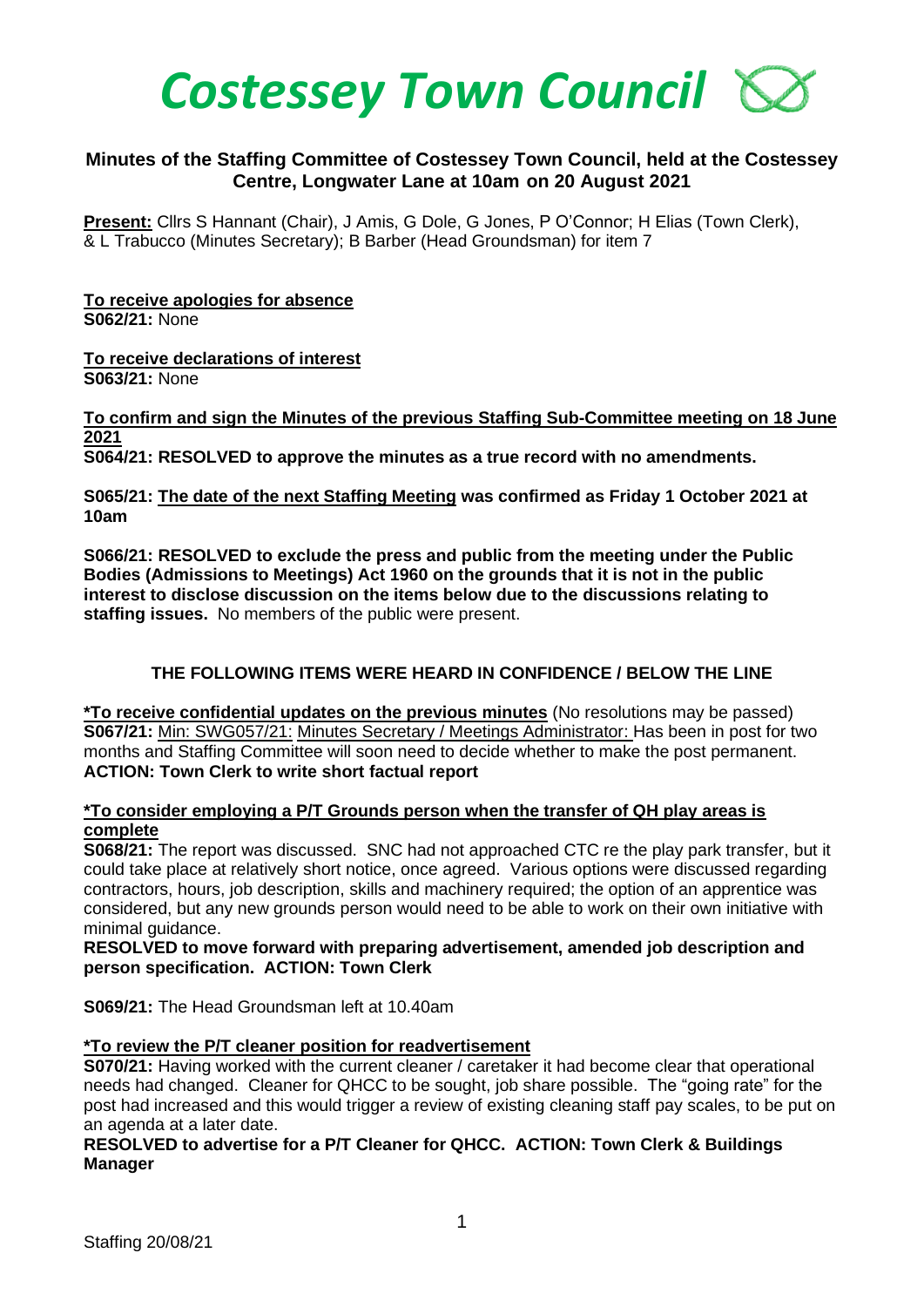# Costessey Town Council

## Minutes of the Staffing Committee of Costessey Town Council, held at the Costessey Centre, Longwater Lane at 10am on 20 August 2021

**Present:** Cllrs S Hannant (Chair), J Amis, G Dole, G Jones, P O'Connor; H Elias (Town Clerk), & L Trabucco (Minutes Secretary); B Barber (Head Groundsman) for item 7

**To receive apologies for absence**
**S062/21:** None

**To receive declarations of interest**
**S063/21:** None

**To confirm and sign the Minutes of the previous Staffing Sub-Committee meeting on 18 June 2021**
**S064/21: RESOLVED to approve the minutes as a true record with no amendments.**

**S065/21: The date of the next Staffing Meeting was confirmed as Friday 1 October 2021 at 10am**

**S066/21: RESOLVED to exclude the press and public from the meeting under the Public Bodies (Admissions to Meetings) Act 1960 on the grounds that it is not in the public interest to disclose discussion on the items below due to the discussions relating to staffing issues.** No members of the public were present.

**THE FOLLOWING ITEMS WERE HEARD IN CONFIDENCE / BELOW THE LINE**

**\*To receive confidential updates on the previous minutes** (No resolutions may be passed)
**S067/21:** Min: SWG057/21: Minutes Secretary / Meetings Administrator: Has been in post for two months and Staffing Committee will soon need to decide whether to make the post permanent.
**ACTION: Town Clerk to write short factual report**

**\*To consider employing a P/T Grounds person when the transfer of QH play areas is complete**
**S068/21:** The report was discussed. SNC had not approached CTC re the play park transfer, but it could take place at relatively short notice, once agreed. Various options were discussed regarding contractors, hours, job description, skills and machinery required; the option of an apprentice was considered, but any new grounds person would need to be able to work on their own initiative with minimal guidance.
**RESOLVED to move forward with preparing advertisement, amended job description and person specification. ACTION: Town Clerk**

**S069/21:** The Head Groundsman left at 10.40am

**\*To review the P/T cleaner position for readvertisement**
**S070/21:** Having worked with the current cleaner / caretaker it had become clear that operational needs had changed. Cleaner for QHCC to be sought, job share possible. The "going rate" for the post had increased and this would trigger a review of existing cleaning staff pay scales, to be put on an agenda at a later date.
**RESOLVED to advertise for a P/T Cleaner for QHCC. ACTION: Town Clerk & Buildings Manager**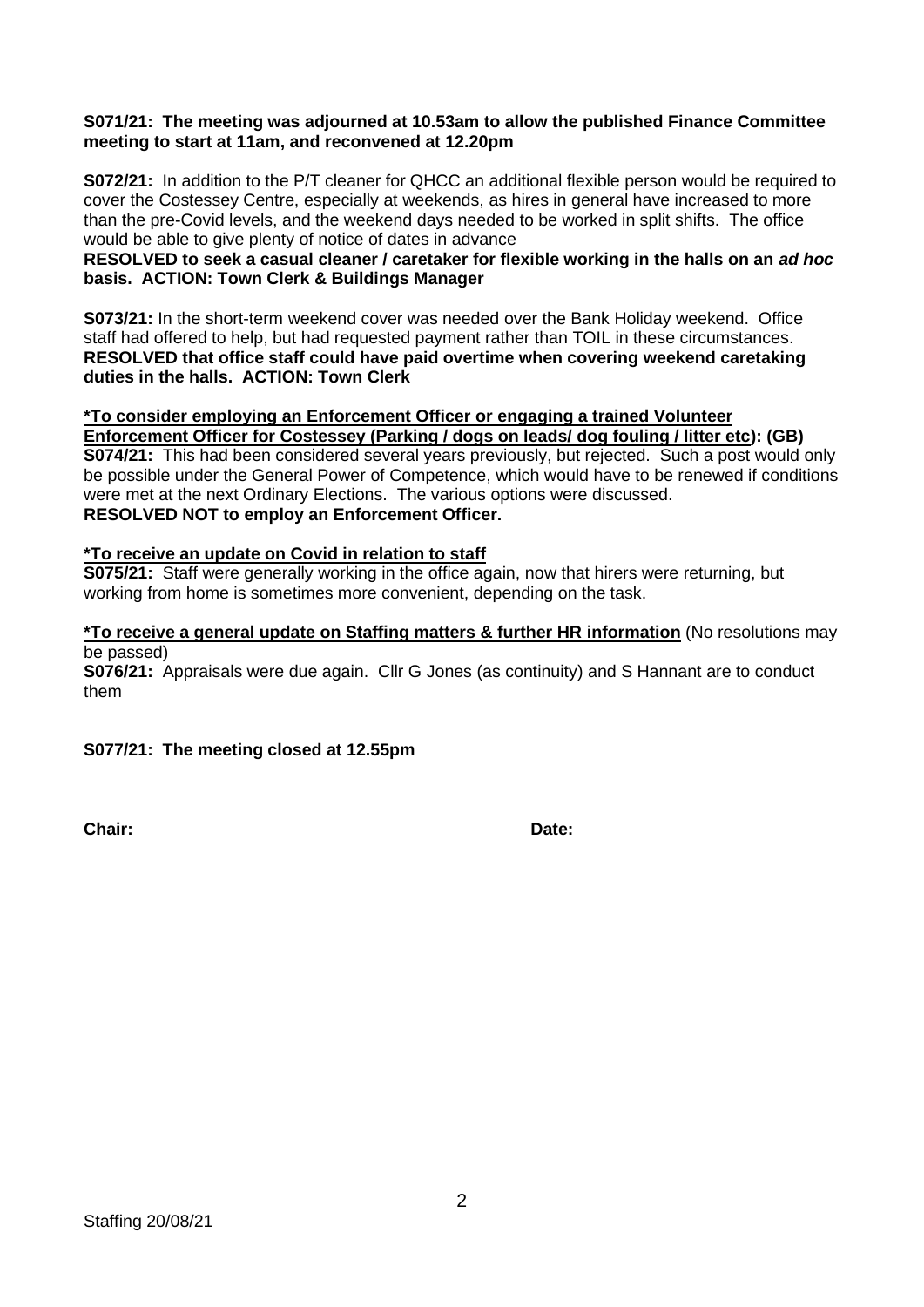**S071/21: The meeting was adjourned at 10.53am to allow the published Finance Committee meeting to start at 11am, and reconvened at 12.20pm**

**S072/21:** In addition to the P/T cleaner for QHCC an additional flexible person would be required to cover the Costessey Centre, especially at weekends, as hires in general have increased to more than the pre-Covid levels, and the weekend days needed to be worked in split shifts. The office would be able to give plenty of notice of dates in advance

**RESOLVED to seek a casual cleaner / caretaker for flexible working in the halls on an *ad hoc* basis. ACTION: Town Clerk & Buildings Manager**

**S073/21:** In the short-term weekend cover was needed over the Bank Holiday weekend. Office staff had offered to help, but had requested payment rather than TOIL in these circumstances.
**RESOLVED that office staff could have paid overtime when covering weekend caretaking duties in the halls. ACTION: Town Clerk**

**<u>*To consider employing an Enforcement Officer or engaging a trained Volunteer Enforcement Officer for Costessey (Parking / dogs on leads/ dog fouling / litter etc)</u>: (GB)**

**S074/21:** This had been considered several years previously, but rejected. Such a post would only be possible under the General Power of Competence, which would have to be renewed if conditions were met at the next Ordinary Elections. The various options were discussed.
**RESOLVED NOT to employ an Enforcement Officer.**

**<u>*To receive an update on Covid in relation to staff</u>**

**S075/21:** Staff were generally working in the office again, now that hirers were returning, but working from home is sometimes more convenient, depending on the task.

**<u>*To receive a general update on Staffing matters & further HR information</u>** (No resolutions may be passed)

**S076/21:** Appraisals were due again. Cllr G Jones (as continuity) and S Hannant are to conduct them

**S077/21: The meeting closed at 12.55pm**

**Chair:** **Date:**

Staffing 20/08/21